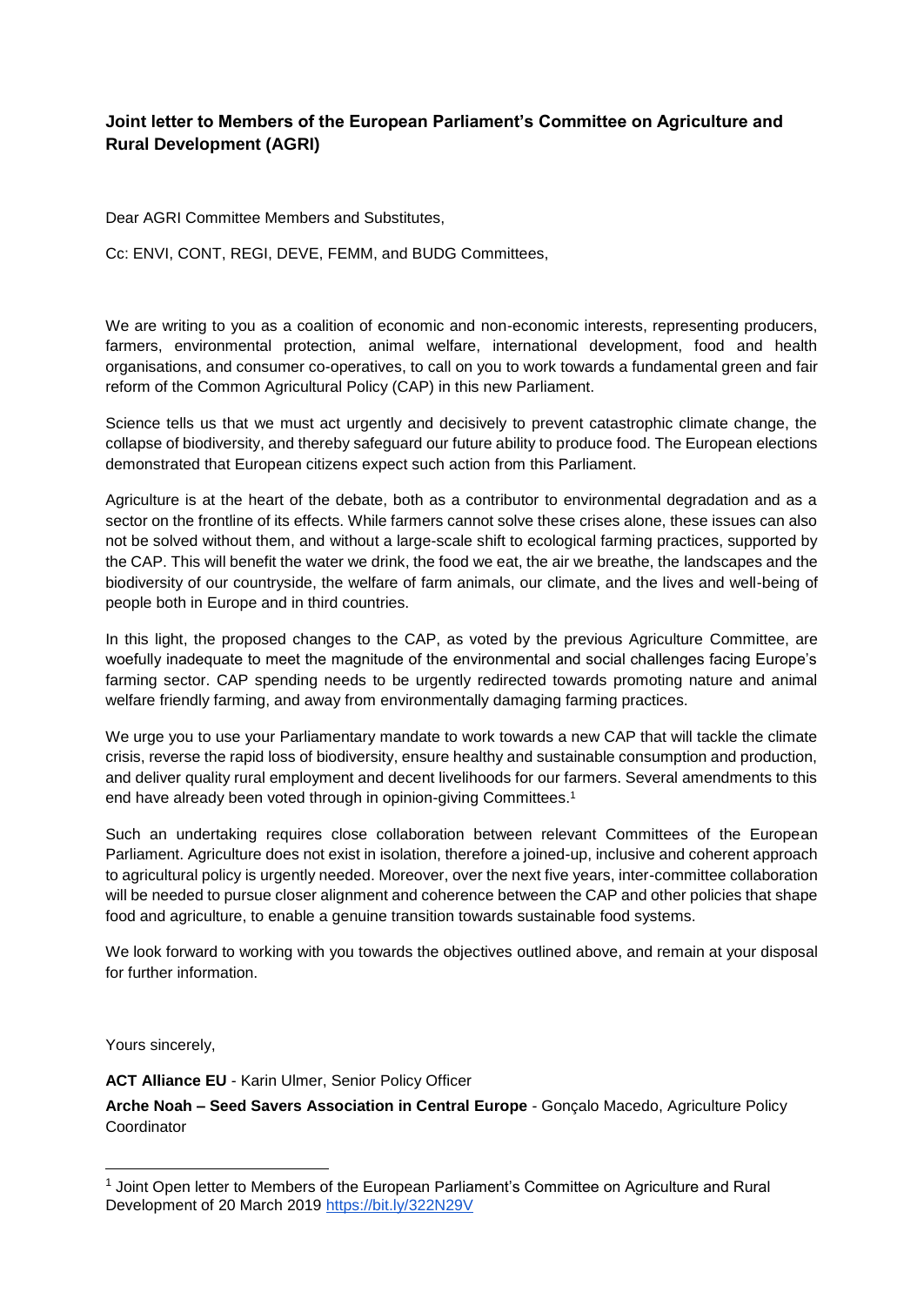**Joint letter to Members of the European Parliament's Committee on Agriculture and Rural Development (AGRI)**

Dear AGRI Committee Members and Substitutes,

Cc: ENVI, CONT, REGI, DEVE, FEMM, and BUDG Committees,

We are writing to you as a coalition of economic and non-economic interests, representing producers, farmers, environmental protection, animal welfare, international development, food and health organisations, and consumer co-operatives, to call on you to work towards a fundamental green and fair reform of the Common Agricultural Policy (CAP) in this new Parliament.

Science tells us that we must act urgently and decisively to prevent catastrophic climate change, the collapse of biodiversity, and thereby safeguard our future ability to produce food. The European elections demonstrated that European citizens expect such action from this Parliament.

Agriculture is at the heart of the debate, both as a contributor to environmental degradation and as a sector on the frontline of its effects. While farmers cannot solve these crises alone, these issues can also not be solved without them, and without a large-scale shift to ecological farming practices, supported by the CAP. This will benefit the water we drink, the food we eat, the air we breathe, the landscapes and the biodiversity of our countryside, the welfare of farm animals, our climate, and the lives and well-being of people both in Europe and in third countries.

In this light, the proposed changes to the CAP, as voted by the previous Agriculture Committee, are woefully inadequate to meet the magnitude of the environmental and social challenges facing Europe's farming sector. CAP spending needs to be urgently redirected towards promoting nature and animal welfare friendly farming, and away from environmentally damaging farming practices.

We urge you to use your Parliamentary mandate to work towards a new CAP that will tackle the climate crisis, reverse the rapid loss of biodiversity, ensure healthy and sustainable consumption and production, and deliver quality rural employment and decent livelihoods for our farmers. Several amendments to this end have already been voted through in opinion-giving Committees.[1]

Such an undertaking requires close collaboration between relevant Committees of the European Parliament. Agriculture does not exist in isolation, therefore a joined-up, inclusive and coherent approach to agricultural policy is urgently needed. Moreover, over the next five years, inter-committee collaboration will be needed to pursue closer alignment and coherence between the CAP and other policies that shape food and agriculture, to enable a genuine transition towards sustainable food systems.

We look forward to working with you towards the objectives outlined above, and remain at your disposal for further information.

Yours sincerely,

**ACT Alliance EU** - Karin Ulmer, Senior Policy Officer

**Arche Noah – Seed Savers Association in Central Europe** - Gonçalo Macedo, Agriculture Policy Coordinator

---

[1] Joint Open letter to Members of the European Parliament's Committee on Agriculture and Rural Development of 20 March 2019 https://bit.ly/322N29V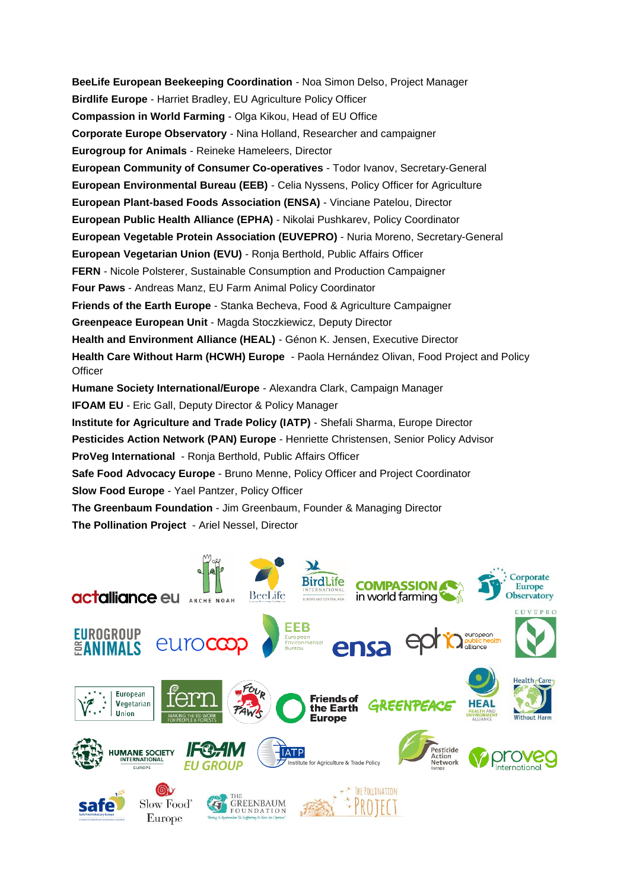**BeeLife European Beekeeping Coordination** - Noa Simon Delso, Project Manager

**Birdlife Europe** - Harriet Bradley, EU Agriculture Policy Officer

**Compassion in World Farming** - Olga Kikou, Head of EU Office

**Corporate Europe Observatory** - Nina Holland, Researcher and campaigner

**Eurogroup for Animals** - Reineke Hameleers, Director

**European Community of Consumer Co-operatives** - Todor Ivanov, Secretary-General

**European Environmental Bureau (EEB)** - Celia Nyssens, Policy Officer for Agriculture

**European Plant-based Foods Association (ENSA)** - Vinciane Patelou, Director

**European Public Health Alliance (EPHA)** - Nikolai Pushkarev, Policy Coordinator

**European Vegetable Protein Association (EUVEPRO)** - Nuria Moreno, Secretary-General

**European Vegetarian Union (EVU)** - Ronja Berthold, Public Affairs Officer

**FERN** - Nicole Polsterer, Sustainable Consumption and Production Campaigner

**Four Paws** - Andreas Manz, EU Farm Animal Policy Coordinator

**Friends of the Earth Europe** - Stanka Becheva, Food & Agriculture Campaigner

**Greenpeace European Unit** - Magda Stoczkiewicz, Deputy Director

**Health and Environment Alliance (HEAL)** - Génon K. Jensen, Executive Director

**Health Care Without Harm (HCWH) Europe** - Paola Hernández Olivan, Food Project and Policy Officer

**Humane Society International/Europe** - Alexandra Clark, Campaign Manager

**IFOAM EU** - Eric Gall, Deputy Director & Policy Manager

**Institute for Agriculture and Trade Policy (IATP)** - Shefali Sharma, Europe Director

**Pesticides Action Network (PAN) Europe** - Henriette Christensen, Senior Policy Advisor

**ProVeg International** - Ronja Berthold, Public Affairs Officer

**Safe Food Advocacy Europe** - Bruno Menne, Policy Officer and Project Coordinator

**Slow Food Europe** - Yael Pantzer, Policy Officer

**The Greenbaum Foundation** - Jim Greenbaum, Founder & Managing Director

**The Pollination Project** - Ariel Nessel, Director